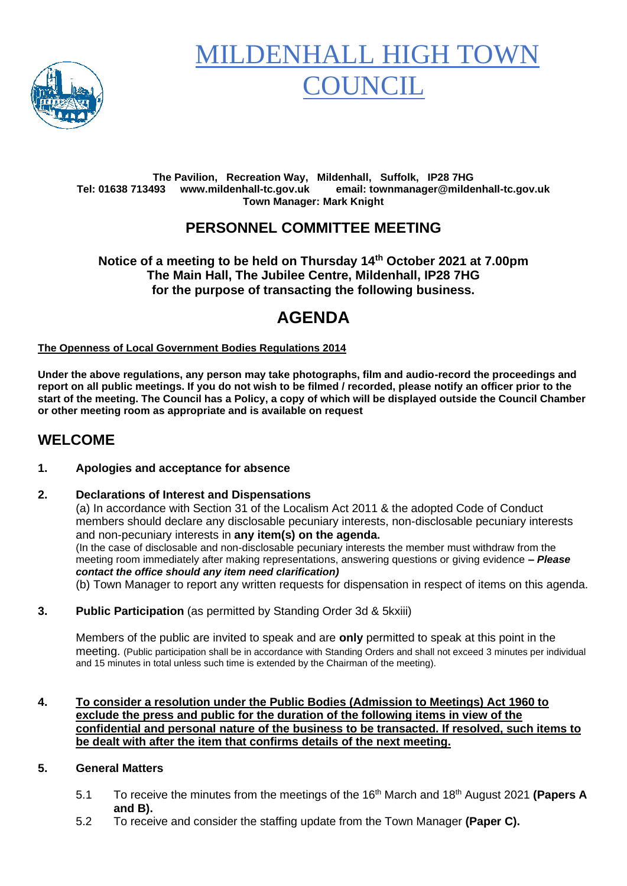# MILDENHALL HIGH TOWN COUNCIL

**The Pavilion, Recreation Way, Mildenhall, Suffolk, IP28 7HG**
**Tel: 01638 713493 www.mildenhall-tc.gov.uk email: townmanager@mildenhall-tc.gov.uk**
**Town Manager: Mark Knight**

## PERSONNEL COMMITTEE MEETING

**Notice of a meeting to be held on Thursday 14th October 2021 at 7.00pm**
**The Main Hall, The Jubilee Centre, Mildenhall, IP28 7HG**
**for the purpose of transacting the following business.**

# AGENDA

**The Openness of Local Government Bodies Regulations 2014**

**Under the above regulations, any person may take photographs, film and audio-record the proceedings and report on all public meetings. If you do not wish to be filmed / recorded, please notify an officer prior to the start of the meeting. The Council has a Policy, a copy of which will be displayed outside the Council Chamber or other meeting room as appropriate and is available on request**

## WELCOME

**1. Apologies and acceptance for absence**

**2. Declarations of Interest and Dispensations**

(a) In accordance with Section 31 of the Localism Act 2011 & the adopted Code of Conduct members should declare any disclosable pecuniary interests, non-disclosable pecuniary interests and non-pecuniary interests in **any item(s) on the agenda.**

(In the case of disclosable and non-disclosable pecuniary interests the member must withdraw from the meeting room immediately after making representations, answering questions or giving evidence **– *Please contact the office should any item need clarification)***

(b) Town Manager to report any written requests for dispensation in respect of items on this agenda.

**3. Public Participation** (as permitted by Standing Order 3d & 5kxiii)

Members of the public are invited to speak and are **only** permitted to speak at this point in the meeting. (Public participation shall be in accordance with Standing Orders and shall not exceed 3 minutes per individual and 15 minutes in total unless such time is extended by the Chairman of the meeting).

**4. To consider a resolution under the Public Bodies (Admission to Meetings) Act 1960 to exclude the press and public for the duration of the following items in view of the confidential and personal nature of the business to be transacted. If resolved, such items to be dealt with after the item that confirms details of the next meeting.**

**5. General Matters**

5.1 To receive the minutes from the meetings of the 16th March and 18th August 2021 **(Papers A and B).**

5.2 To receive and consider the staffing update from the Town Manager **(Paper C).**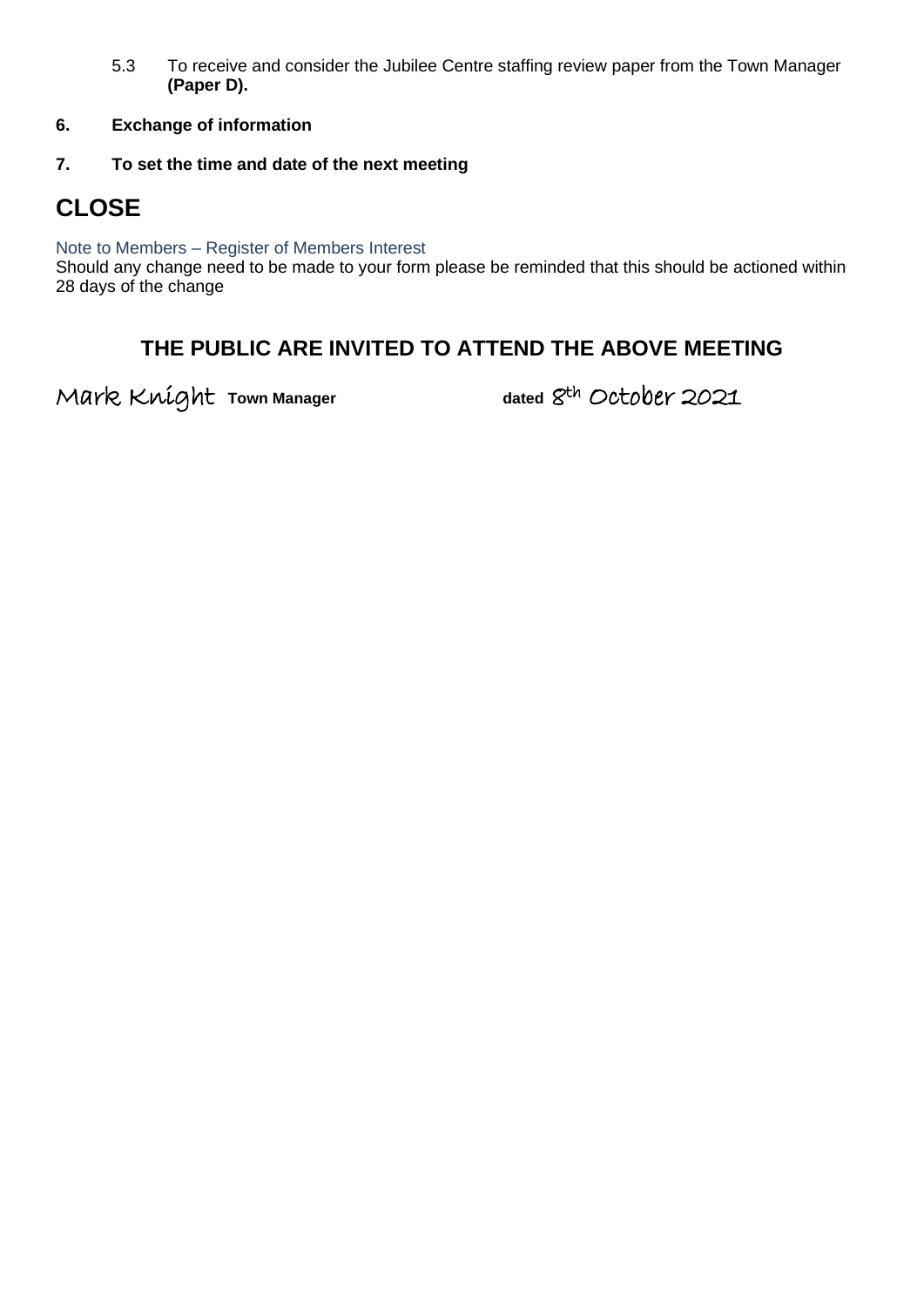5.3 To receive and consider the Jubilee Centre staffing review paper from the Town Manager **(Paper D).**

**6. Exchange of information**

**7. To set the time and date of the next meeting**

# CLOSE

Note to Members – Register of Members Interest

Should any change need to be made to your form please be reminded that this should be actioned within 28 days of the change

## THE PUBLIC ARE INVITED TO ATTEND THE ABOVE MEETING

Mark Knight **Town Manager** **dated** 8th October 2021